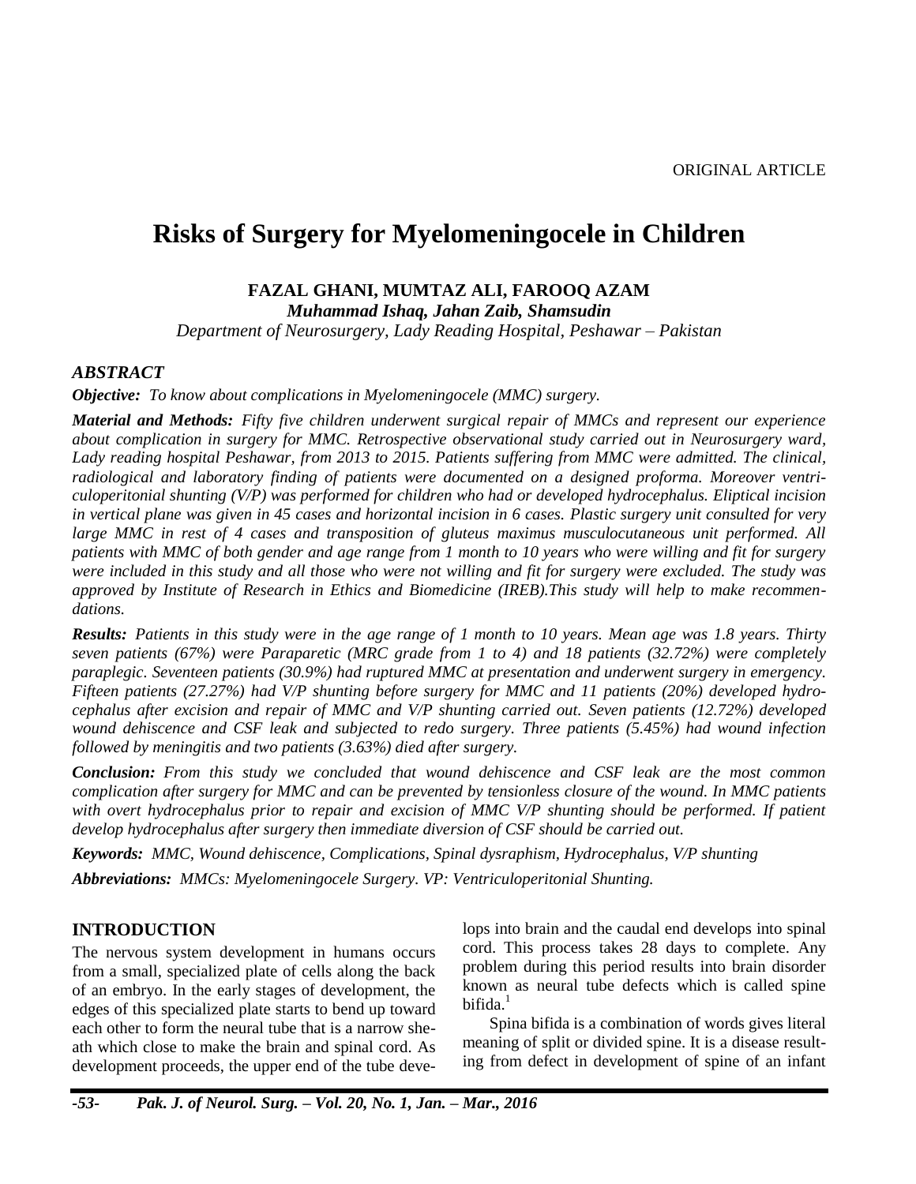ORIGINAL ARTICLE

# Risks of Surgery for Myelomeningocele in Children

**FAZAL GHANI, MUMTAZ ALI, FAROOQ AZAM**

***Muhammad Ishaq, Jahan Zaib, Shamsudin***

*Department of Neurosurgery, Lady Reading Hospital, Peshawar – Pakistan*

## *ABSTRACT*

***Objective:*** *To know about complications in Myelomeningocele (MMC) surgery.*

***Material and Methods:*** *Fifty five children underwent surgical repair of MMCs and represent our experience about complication in surgery for MMC. Retrospective observational study carried out in Neurosurgery ward, Lady reading hospital Peshawar, from 2013 to 2015. Patients suffering from MMC were admitted. The clinical, radiological and laboratory finding of patients were documented on a designed proforma. Moreover ventriculoperitoneal shunting (V/P) was performed for children who had or developed hydrocephalus. Eliptical incision in vertical plane was given in 45 cases and horizontal incision in 6 cases. Plastic surgery unit consulted for very large MMC in rest of 4 cases and transposition of gluteus maximus musculocutaneous unit performed. All patients with MMC of both gender and age range from 1 month to 10 years who were willing and fit for surgery were included in this study and all those who were not willing and fit for surgery were excluded. The study was approved by Institute of Research in Ethics and Biomedicine (IREB).This study will help to make recommendations.*

***Results:*** *Patients in this study were in the age range of 1 month to 10 years. Mean age was 1.8 years. Thirty seven patients (67%) were Paraparetic (MRC grade from 1 to 4) and 18 patients (32.72%) were completely paraplegic. Seventeen patients (30.9%) had ruptured MMC at presentation and underwent surgery in emergency. Fifteen patients (27.27%) had V/P shunting before surgery for MMC and 11 patients (20%) developed hydrocephalus after excision and repair of MMC and V/P shunting carried out. Seven patients (12.72%) developed wound dehiscence and CSF leak and subjected to redo surgery. Three patients (5.45%) had wound infection followed by meningitis and two patients (3.63%) died after surgery.*

***Conclusion:*** *From this study we concluded that wound dehiscence and CSF leak are the most common complication after surgery for MMC and can be prevented by tensionless closure of the wound. In MMC patients with overt hydrocephalus prior to repair and excision of MMC V/P shunting should be performed. If patient develop hydrocephalus after surgery then immediate diversion of CSF should be carried out.*

***Keywords:*** *MMC, Wound dehiscence, Complications, Spinal dysraphism, Hydrocephalus, V/P shunting*

***Abbreviations:*** *MMCs: Myelomeningocele Surgery. VP: Ventriculoperitonial Shunting.*

## INTRODUCTION

The nervous system development in humans occurs from a small, specialized plate of cells along the back of an embryo. In the early stages of development, the edges of this specialized plate starts to bend up toward each other to form the neural tube that is a narrow sheath which close to make the brain and spinal cord. As development proceeds, the upper end of the tube develops into brain and the caudal end develops into spinal cord. This process takes 28 days to complete. Any problem during this period results into brain disorder known as neural tube defects which is called spine bifida.[1]

Spina bifida is a combination of words gives literal meaning of split or divided spine. It is a disease resulting from defect in development of spine of an infant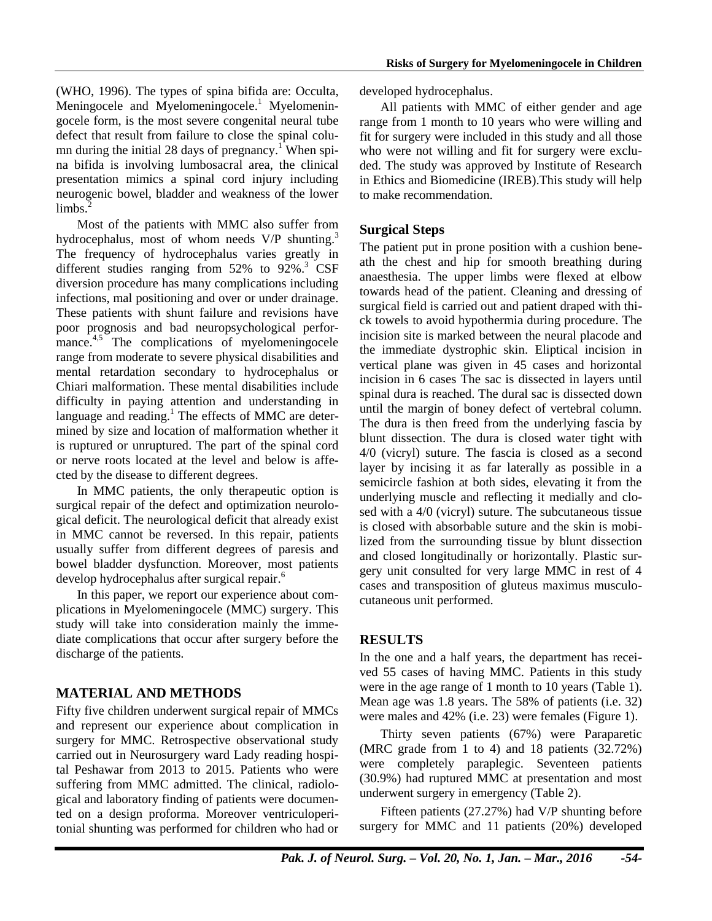(WHO, 1996). The types of spina bifida are: Occulta, Meningocele and Myelomeningocele.[1] Myelomeningocele form, is the most severe congenital neural tube defect that result from failure to close the spinal column during the initial 28 days of pregnancy.[1] When spina bifida is involving lumbosacral area, the clinical presentation mimics a spinal cord injury including neurogenic bowel, bladder and weakness of the lower limbs.[2]

Most of the patients with MMC also suffer from hydrocephalus, most of whom needs V/P shunting.[3] The frequency of hydrocephalus varies greatly in different studies ranging from 52% to 92%.[3] CSF diversion procedure has many complications including infections, mal positioning and over or under drainage. These patients with shunt failure and revisions have poor prognosis and bad neuropsychological performance.[4,5] The complications of myelomeningocele range from moderate to severe physical disabilities and mental retardation secondary to hydrocephalus or Chiari malformation. These mental disabilities include difficulty in paying attention and understanding in language and reading.[1] The effects of MMC are determined by size and location of malformation whether it is ruptured or unruptured. The part of the spinal cord or nerve roots located at the level and below is affected by the disease to different degrees.

In MMC patients, the only therapeutic option is surgical repair of the defect and optimization neurological deficit. The neurological deficit that already exist in MMC cannot be reversed. In this repair, patients usually suffer from different degrees of paresis and bowel bladder dysfunction. Moreover, most patients develop hydrocephalus after surgical repair.[6]

In this paper, we report our experience about complications in Myelomeningocele (MMC) surgery. This study will take into consideration mainly the immediate complications that occur after surgery before the discharge of the patients.

## MATERIAL AND METHODS

Fifty five children underwent surgical repair of MMCs and represent our experience about complication in surgery for MMC. Retrospective observational study carried out in Neurosurgery ward Lady reading hospital Peshawar from 2013 to 2015. Patients who were suffering from MMC admitted. The clinical, radiological and laboratory finding of patients were documented on a design proforma. Moreover ventriculoperitonial shunting was performed for children who had or developed hydrocephalus.

All patients with MMC of either gender and age range from 1 month to 10 years who were willing and fit for surgery were included in this study and all those who were not willing and fit for surgery were excluded. The study was approved by Institute of Research in Ethics and Biomedicine (IREB).This study will help to make recommendation.

## Surgical Steps

The patient put in prone position with a cushion beneath the chest and hip for smooth breathing during anaesthesia. The upper limbs were flexed at elbow towards head of the patient. Cleaning and dressing of surgical field is carried out and patient draped with thick towels to avoid hypothermia during procedure. The incision site is marked between the neural placode and the immediate dystrophic skin. Eliptical incision in vertical plane was given in 45 cases and horizontal incision in 6 cases The sac is dissected in layers until spinal dura is reached. The dural sac is dissected down until the margin of boney defect of vertebral column. The dura is then freed from the underlying fascia by blunt dissection. The dura is closed water tight with 4/0 (vicryl) suture. The fascia is closed as a second layer by incising it as far laterally as possible in a semicircle fashion at both sides, elevating it from the underlying muscle and reflecting it medially and closed with a 4/0 (vicryl) suture. The subcutaneous tissue is closed with absorbable suture and the skin is mobilized from the surrounding tissue by blunt dissection and closed longitudinally or horizontally. Plastic surgery unit consulted for very large MMC in rest of 4 cases and transposition of gluteus maximus musculocutaneous unit performed.

## RESULTS

In the one and a half years, the department has received 55 cases of having MMC. Patients in this study were in the age range of 1 month to 10 years (Table 1). Mean age was 1.8 years. The 58% of patients (i.e. 32) were males and 42% (i.e. 23) were females (Figure 1).

Thirty seven patients (67%) were Paraparetic (MRC grade from 1 to 4) and 18 patients (32.72%) were completely paraplegic. Seventeen patients (30.9%) had ruptured MMC at presentation and most underwent surgery in emergency (Table 2).

Fifteen patients (27.27%) had V/P shunting before surgery for MMC and 11 patients (20%) developed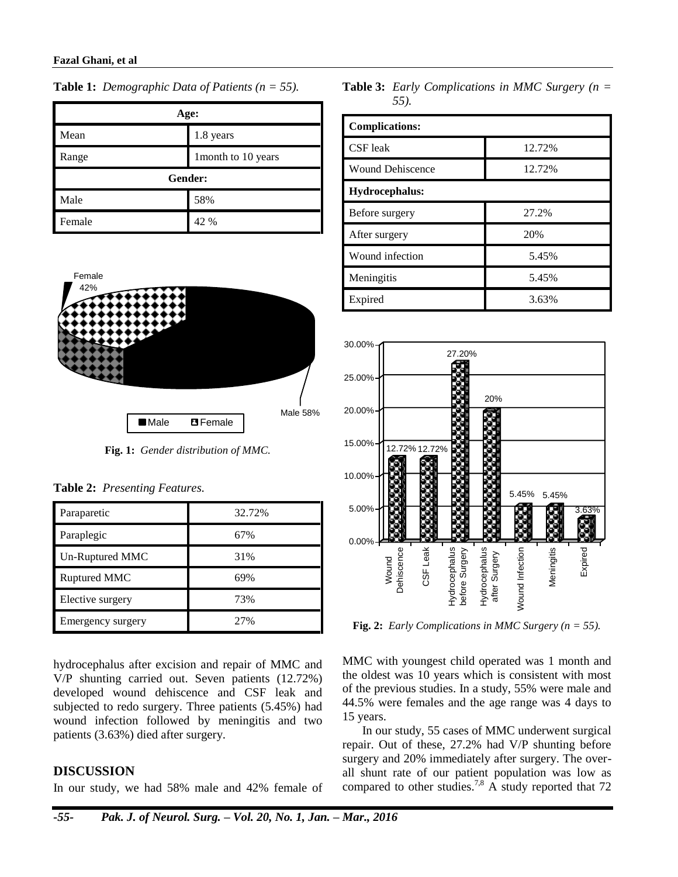**Table 1:** *Demographic Data of Patients (n = 55).*

| Age: | |
|---|---|
| Mean | 1.8 years |
| Range | 1month to 10 years |
| **Gender:** | |
| Male | 58% |
| Female | 42 % |

**Fig. 1:** *Gender distribution of MMC.*

**Table 2:** *Presenting Features.*

| Paraparetic | 32.72% |
|---|---|
| Paraplegic | 67% |
| Un-Ruptured MMC | 31% |
| Ruptured MMC | 69% |
| Elective surgery | 73% |
| Emergency surgery | 27% |

**Table 3:** *Early Complications in MMC Surgery (n = 55).*

| Complications: | |
|---|---|
| CSF leak | 12.72% |
| Wound Dehiscence | 12.72% |
| **Hydrocephalus:** | |
| Before surgery | 27.2% |
| After surgery | 20% |
| Wound infection | 5.45% |
| Meningitis | 5.45% |
| Expired | 3.63% |

**Fig. 2:** *Early Complications in MMC Surgery (n = 55).*

hydrocephalus after excision and repair of MMC and V/P shunting carried out. Seven patients (12.72%) developed wound dehiscence and CSF leak and subjected to redo surgery. Three patients (5.45%) had wound infection followed by meningitis and two patients (3.63%) died after surgery.

## DISCUSSION

In our study, we had 58% male and 42% female of MMC with youngest child operated was 1 month and the oldest was 10 years which is consistent with most of the previous studies. In a study, 55% were male and 44.5% were females and the age range was 4 days to 15 years.

In our study, 55 cases of MMC underwent surgical repair. Out of these, 27.2% had V/P shunting before surgery and 20% immediately after surgery. The overall shunt rate of our patient population was low as compared to other studies.[7,8] A study reported that 72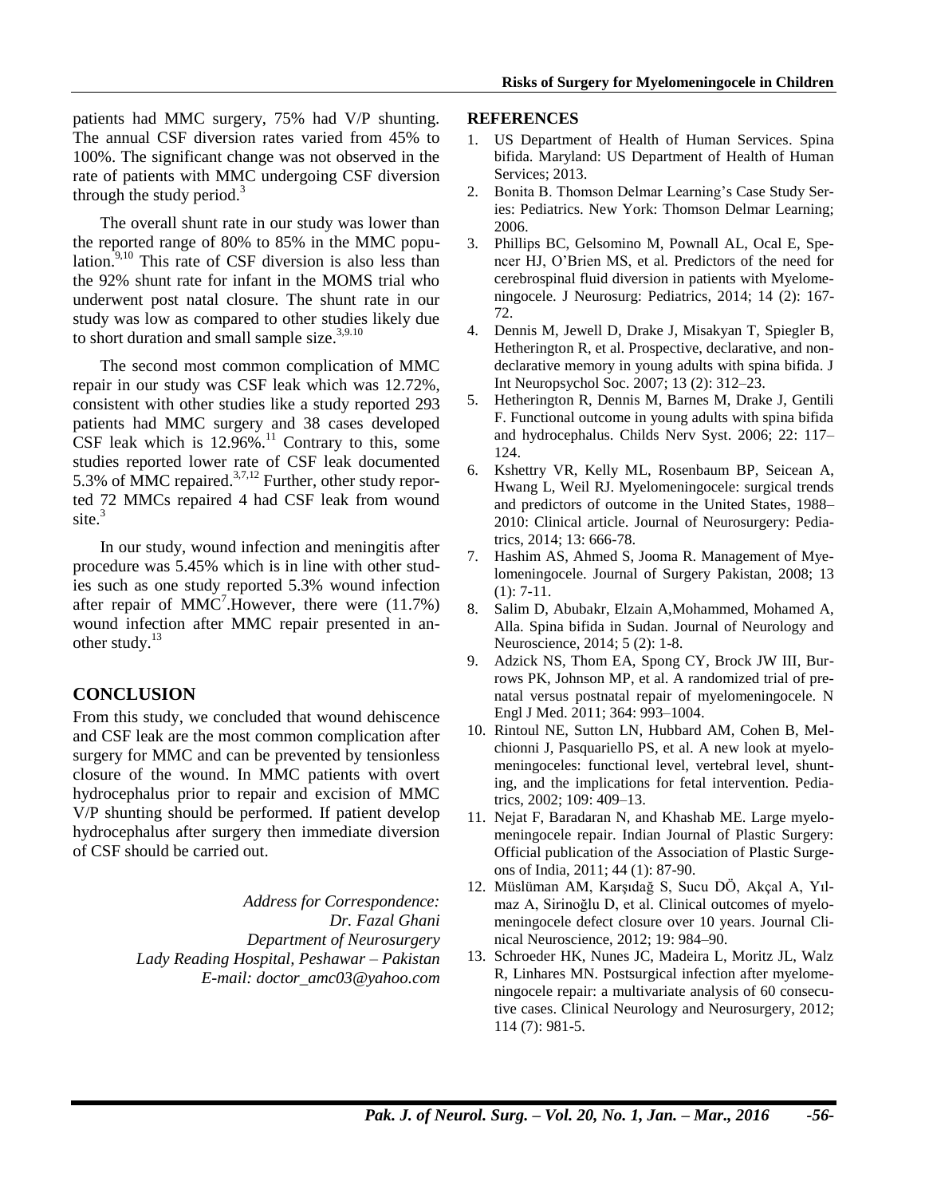patients had MMC surgery, 75% had V/P shunting. The annual CSF diversion rates varied from 45% to 100%. The significant change was not observed in the rate of patients with MMC undergoing CSF diversion through the study period.[3]

The overall shunt rate in our study was lower than the reported range of 80% to 85% in the MMC population.[9,10] This rate of CSF diversion is also less than the 92% shunt rate for infant in the MOMS trial who underwent post natal closure. The shunt rate in our study was low as compared to other studies likely due to short duration and small sample size.[3,9.10]

The second most common complication of MMC repair in our study was CSF leak which was 12.72%, consistent with other studies like a study reported 293 patients had MMC surgery and 38 cases developed CSF leak which is 12.96%.[11] Contrary to this, some studies reported lower rate of CSF leak documented 5.3% of MMC repaired.[3,7,12] Further, other study reported 72 MMCs repaired 4 had CSF leak from wound site.[3]

In our study, wound infection and meningitis after procedure was 5.45% which is in line with other studies such as one study reported 5.3% wound infection after repair of MMC[7].However, there were (11.7%) wound infection after MMC repair presented in another study.[13]

## CONCLUSION

From this study, we concluded that wound dehiscence and CSF leak are the most common complication after surgery for MMC and can be prevented by tensionless closure of the wound. In MMC patients with overt hydrocephalus prior to repair and excision of MMC V/P shunting should be performed. If patient develop hydrocephalus after surgery then immediate diversion of CSF should be carried out.

*Address for Correspondence:*
*Dr. Fazal Ghani*
*Department of Neurosurgery*
*Lady Reading Hospital, Peshawar – Pakistan*
*E-mail: doctor_amc03@yahoo.com*

## REFERENCES

1. US Department of Health of Human Services. Spina bifida. Maryland: US Department of Health of Human Services; 2013.
2. Bonita B. Thomson Delmar Learning's Case Study Series: Pediatrics. New York: Thomson Delmar Learning; 2006.
3. Phillips BC, Gelsomino M, Pownall AL, Ocal E, Spencer HJ, O'Brien MS, et al. Predictors of the need for cerebrospinal fluid diversion in patients with Myelomeningocele. J Neurosurg: Pediatrics, 2014; 14 (2): 167-72.
4. Dennis M, Jewell D, Drake J, Misakyan T, Spiegler B, Hetherington R, et al. Prospective, declarative, and nondeclarative memory in young adults with spina bifida. J Int Neuropsychol Soc. 2007; 13 (2): 312–23.
5. Hetherington R, Dennis M, Barnes M, Drake J, Gentili F. Functional outcome in young adults with spina bifida and hydrocephalus. Childs Nerv Syst. 2006; 22: 117–124.
6. Kshettry VR, Kelly ML, Rosenbaum BP, Seicean A, Hwang L, Weil RJ. Myelomeningocele: surgical trends and predictors of outcome in the United States, 1988–2010: Clinical article. Journal of Neurosurgery: Pediatrics, 2014; 13: 666-78.
7. Hashim AS, Ahmed S, Jooma R. Management of Myelomeningocele. Journal of Surgery Pakistan, 2008; 13 (1): 7-11.
8. Salim D, Abubakr, Elzain A,Mohammed, Mohamed A, Alla. Spina bifida in Sudan. Journal of Neurology and Neuroscience, 2014; 5 (2): 1-8.
9. Adzick NS, Thom EA, Spong CY, Brock JW III, Burrows PK, Johnson MP, et al. A randomized trial of prenatal versus postnatal repair of myelomeningocele. N Engl J Med. 2011; 364: 993–1004.
10. Rintoul NE, Sutton LN, Hubbard AM, Cohen B, Melchionni J, Pasquariello PS, et al. A new look at myelomeningoceles: functional level, vertebral level, shunting, and the implications for fetal intervention. Pediatrics, 2002; 109: 409–13.
11. Nejat F, Baradaran N, and Khashab ME. Large myelomeningocele repair. Indian Journal of Plastic Surgery: Official publication of the Association of Plastic Surgeons of India, 2011; 44 (1): 87-90.
12. Müslüman AM, Karşıdağ S, Sucu DÖ, Akçal A, Yılmaz A, Sirinoğlu D, et al. Clinical outcomes of myelomeningocele defect closure over 10 years. Journal Clinical Neuroscience, 2012; 19: 984–90.
13. Schroeder HK, Nunes JC, Madeira L, Moritz JL, Walz R, Linhares MN. Postsurgical infection after myelomeningocele repair: a multivariate analysis of 60 consecutive cases. Clinical Neurology and Neurosurgery, 2012; 114 (7): 981-5.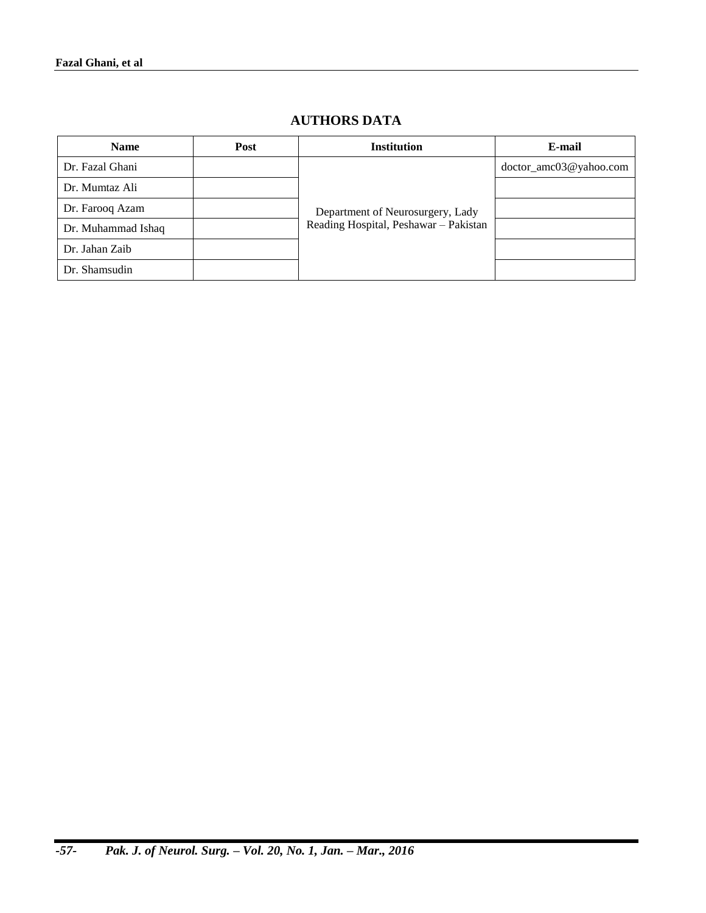## AUTHORS DATA

| Name | Post | Institution | E-mail |
|---|---|---|---|
| Dr. Fazal Ghani | | Department of Neurosurgery, Lady Reading Hospital, Peshawar – Pakistan | doctor_amc03@yahoo.com |
| Dr. Mumtaz Ali | | | |
| Dr. Farooq Azam | | | |
| Dr. Muhammad Ishaq | | | |
| Dr. Jahan Zaib | | | |
| Dr. Shamsudin | | | |